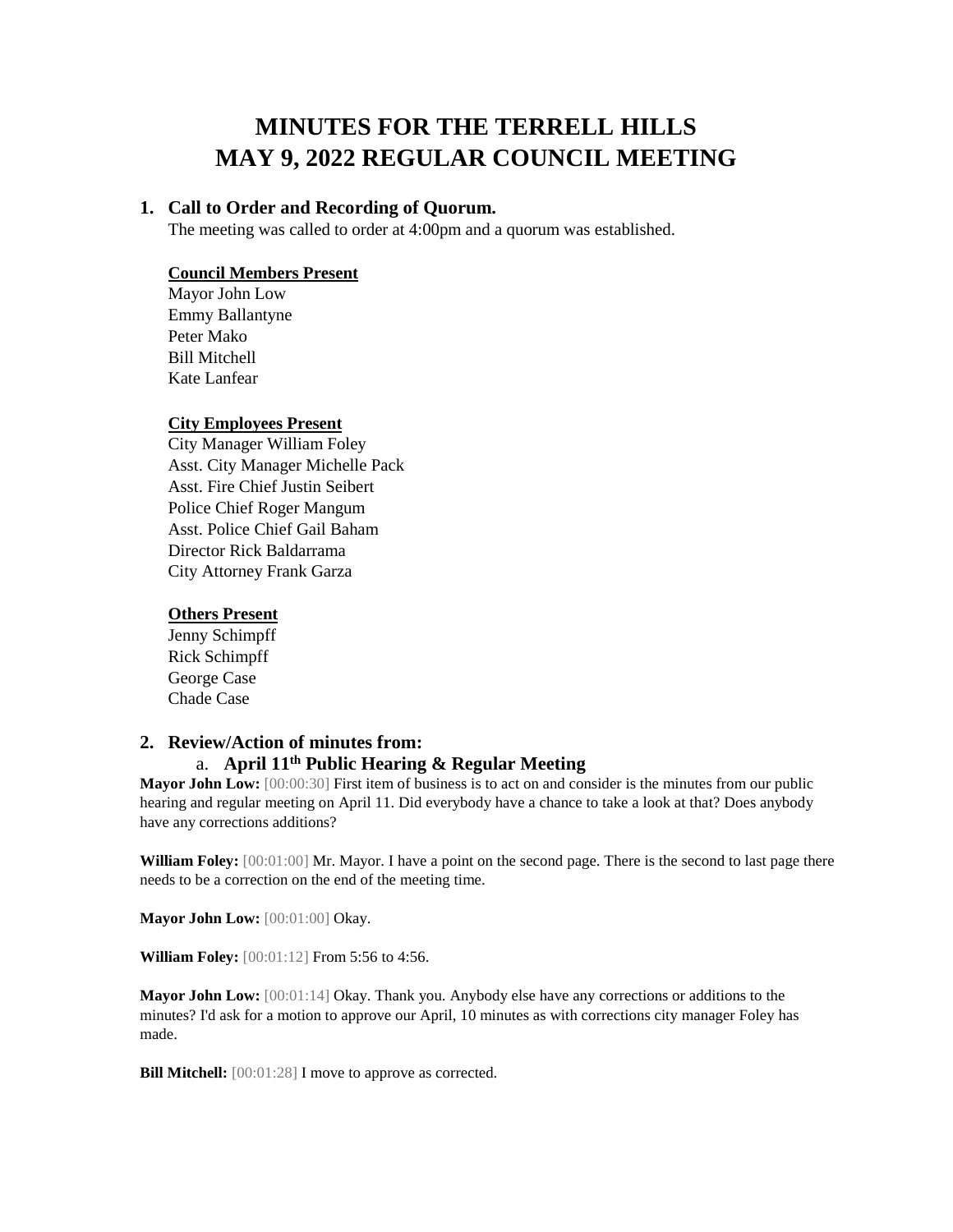# MINUTES FOR THE TERRELL HILLS MAY 9, 2022 REGULAR COUNCIL MEETING

## 1. Call to Order and Recording of Quorum.

The meeting was called to order at 4:00pm and a quorum was established.

**Council Members Present**

Mayor John Low
Emmy Ballantyne
Peter Mako
Bill Mitchell
Kate Lanfear

**City Employees Present**

City Manager William Foley
Asst. City Manager Michelle Pack
Asst. Fire Chief Justin Seibert
Police Chief Roger Mangum
Asst. Police Chief Gail Baham
Director Rick Baldarrama
City Attorney Frank Garza

**Others Present**

Jenny Schimpff
Rick Schimpff
George Case
Chade Case

## 2. Review/Action of minutes from:

### a. April 11th Public Hearing & Regular Meeting

**Mayor John Low:** [00:00:30] First item of business is to act on and consider is the minutes from our public hearing and regular meeting on April 11. Did everybody have a chance to take a look at that? Does anybody have any corrections additions?

**William Foley:** [00:01:00] Mr. Mayor. I have a point on the second page. There is the second to last page there needs to be a correction on the end of the meeting time.

**Mayor John Low:** [00:01:00] Okay.

**William Foley:** [00:01:12] From 5:56 to 4:56.

**Mayor John Low:** [00:01:14] Okay. Thank you. Anybody else have any corrections or additions to the minutes? I'd ask for a motion to approve our April, 10 minutes as with corrections city manager Foley has made.

**Bill Mitchell:** [00:01:28] I move to approve as corrected.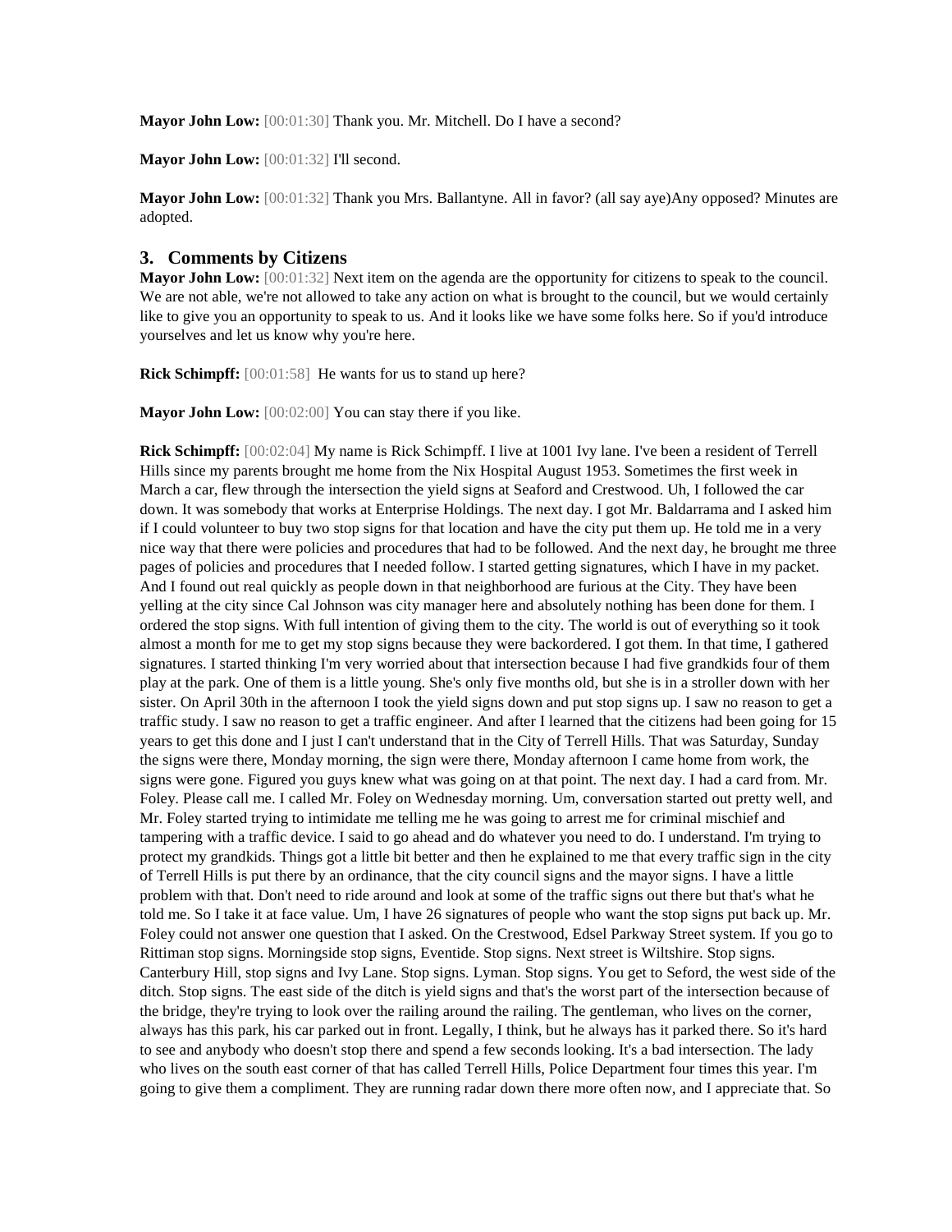**Mayor John Low:** [00:01:30] Thank you. Mr. Mitchell. Do I have a second?

**Mayor John Low:** [00:01:32] I'll second.

**Mayor John Low:** [00:01:32] Thank you Mrs. Ballantyne. All in favor? (all say aye)Any opposed? Minutes are adopted.

## 3. Comments by Citizens

**Mayor John Low:** [00:01:32] Next item on the agenda are the opportunity for citizens to speak to the council. We are not able, we're not allowed to take any action on what is brought to the council, but we would certainly like to give you an opportunity to speak to us. And it looks like we have some folks here. So if you'd introduce yourselves and let us know why you're here.

**Rick Schimpff:** [00:01:58] He wants for us to stand up here?

**Mayor John Low:** [00:02:00] You can stay there if you like.

**Rick Schimpff:** [00:02:04] My name is Rick Schimpff. I live at 1001 Ivy lane. I've been a resident of Terrell Hills since my parents brought me home from the Nix Hospital August 1953. Sometimes the first week in March a car, flew through the intersection the yield signs at Seaford and Crestwood. Uh, I followed the car down. It was somebody that works at Enterprise Holdings. The next day. I got Mr. Baldarrama and I asked him if I could volunteer to buy two stop signs for that location and have the city put them up. He told me in a very nice way that there were policies and procedures that had to be followed. And the next day, he brought me three pages of policies and procedures that I needed follow. I started getting signatures, which I have in my packet. And I found out real quickly as people down in that neighborhood are furious at the City. They have been yelling at the city since Cal Johnson was city manager here and absolutely nothing has been done for them. I ordered the stop signs. With full intention of giving them to the city. The world is out of everything so it took almost a month for me to get my stop signs because they were backordered. I got them. In that time, I gathered signatures. I started thinking I'm very worried about that intersection because I had five grandkids four of them play at the park. One of them is a little young. She's only five months old, but she is in a stroller down with her sister. On April 30th in the afternoon I took the yield signs down and put stop signs up. I saw no reason to get a traffic study. I saw no reason to get a traffic engineer. And after I learned that the citizens had been going for 15 years to get this done and I just I can't understand that in the City of Terrell Hills. That was Saturday, Sunday the signs were there, Monday morning, the sign were there, Monday afternoon I came home from work, the signs were gone. Figured you guys knew what was going on at that point. The next day. I had a card from. Mr. Foley. Please call me. I called Mr. Foley on Wednesday morning. Um, conversation started out pretty well, and Mr. Foley started trying to intimidate me telling me he was going to arrest me for criminal mischief and tampering with a traffic device. I said to go ahead and do whatever you need to do. I understand. I'm trying to protect my grandkids. Things got a little bit better and then he explained to me that every traffic sign in the city of Terrell Hills is put there by an ordinance, that the city council signs and the mayor signs. I have a little problem with that. Don't need to ride around and look at some of the traffic signs out there but that's what he told me. So I take it at face value. Um, I have 26 signatures of people who want the stop signs put back up. Mr. Foley could not answer one question that I asked. On the Crestwood, Edsel Parkway Street system. If you go to Rittiman stop signs. Morningside stop signs, Eventide. Stop signs. Next street is Wiltshire. Stop signs. Canterbury Hill, stop signs and Ivy Lane. Stop signs. Lyman. Stop signs. You get to Seford, the west side of the ditch. Stop signs. The east side of the ditch is yield signs and that's the worst part of the intersection because of the bridge, they're trying to look over the railing around the railing. The gentleman, who lives on the corner, always has this park, his car parked out in front. Legally, I think, but he always has it parked there. So it's hard to see and anybody who doesn't stop there and spend a few seconds looking. It's a bad intersection. The lady who lives on the south east corner of that has called Terrell Hills, Police Department four times this year. I'm going to give them a compliment. They are running radar down there more often now, and I appreciate that. So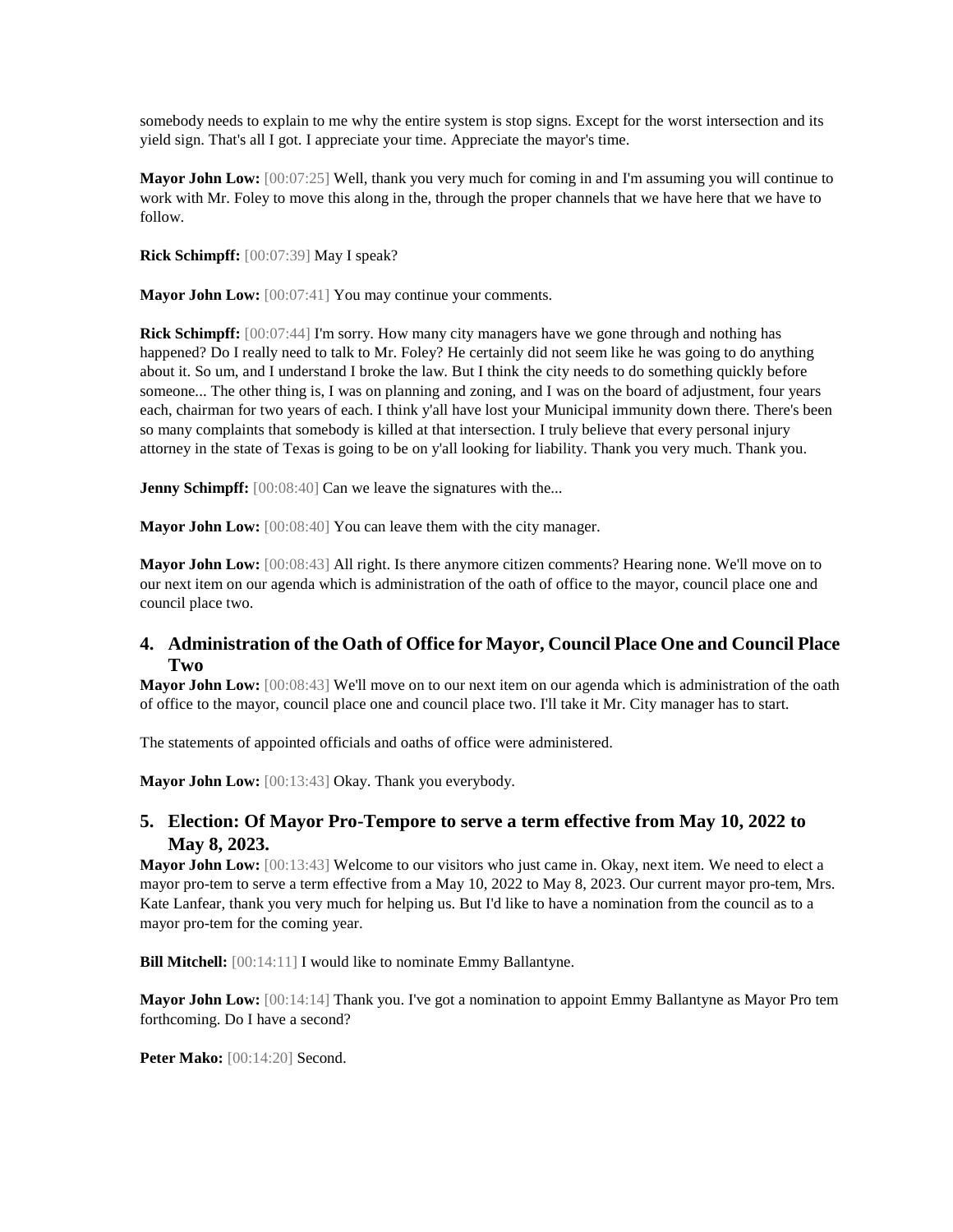somebody needs to explain to me why the entire system is stop signs. Except for the worst intersection and its yield sign. That's all I got. I appreciate your time. Appreciate the mayor's time.

**Mayor John Low:** [00:07:25] Well, thank you very much for coming in and I'm assuming you will continue to work with Mr. Foley to move this along in the, through the proper channels that we have here that we have to follow.

**Rick Schimpff:** [00:07:39] May I speak?

**Mayor John Low:** [00:07:41] You may continue your comments.

**Rick Schimpff:** [00:07:44] I'm sorry. How many city managers have we gone through and nothing has happened? Do I really need to talk to Mr. Foley? He certainly did not seem like he was going to do anything about it. So um, and I understand I broke the law. But I think the city needs to do something quickly before someone... The other thing is, I was on planning and zoning, and I was on the board of adjustment, four years each, chairman for two years of each. I think y'all have lost your Municipal immunity down there. There's been so many complaints that somebody is killed at that intersection. I truly believe that every personal injury attorney in the state of Texas is going to be on y'all looking for liability. Thank you very much. Thank you.

**Jenny Schimpff:** [00:08:40] Can we leave the signatures with the...

**Mayor John Low:** [00:08:40] You can leave them with the city manager.

**Mayor John Low:** [00:08:43] All right. Is there anymore citizen comments? Hearing none. We'll move on to our next item on our agenda which is administration of the oath of office to the mayor, council place one and council place two.

## 4. Administration of the Oath of Office for Mayor, Council Place One and Council Place Two

**Mayor John Low:** [00:08:43] We'll move on to our next item on our agenda which is administration of the oath of office to the mayor, council place one and council place two. I'll take it Mr. City manager has to start.

The statements of appointed officials and oaths of office were administered.

**Mayor John Low:** [00:13:43] Okay. Thank you everybody.

## 5. Election: Of Mayor Pro-Tempore to serve a term effective from May 10, 2022 to May 8, 2023.

**Mayor John Low:** [00:13:43] Welcome to our visitors who just came in. Okay, next item. We need to elect a mayor pro-tem to serve a term effective from a May 10, 2022 to May 8, 2023. Our current mayor pro-tem, Mrs. Kate Lanfear, thank you very much for helping us. But I'd like to have a nomination from the council as to a mayor pro-tem for the coming year.

**Bill Mitchell:** [00:14:11] I would like to nominate Emmy Ballantyne.

**Mayor John Low:** [00:14:14] Thank you. I've got a nomination to appoint Emmy Ballantyne as Mayor Pro tem forthcoming. Do I have a second?

**Peter Mako:** [00:14:20] Second.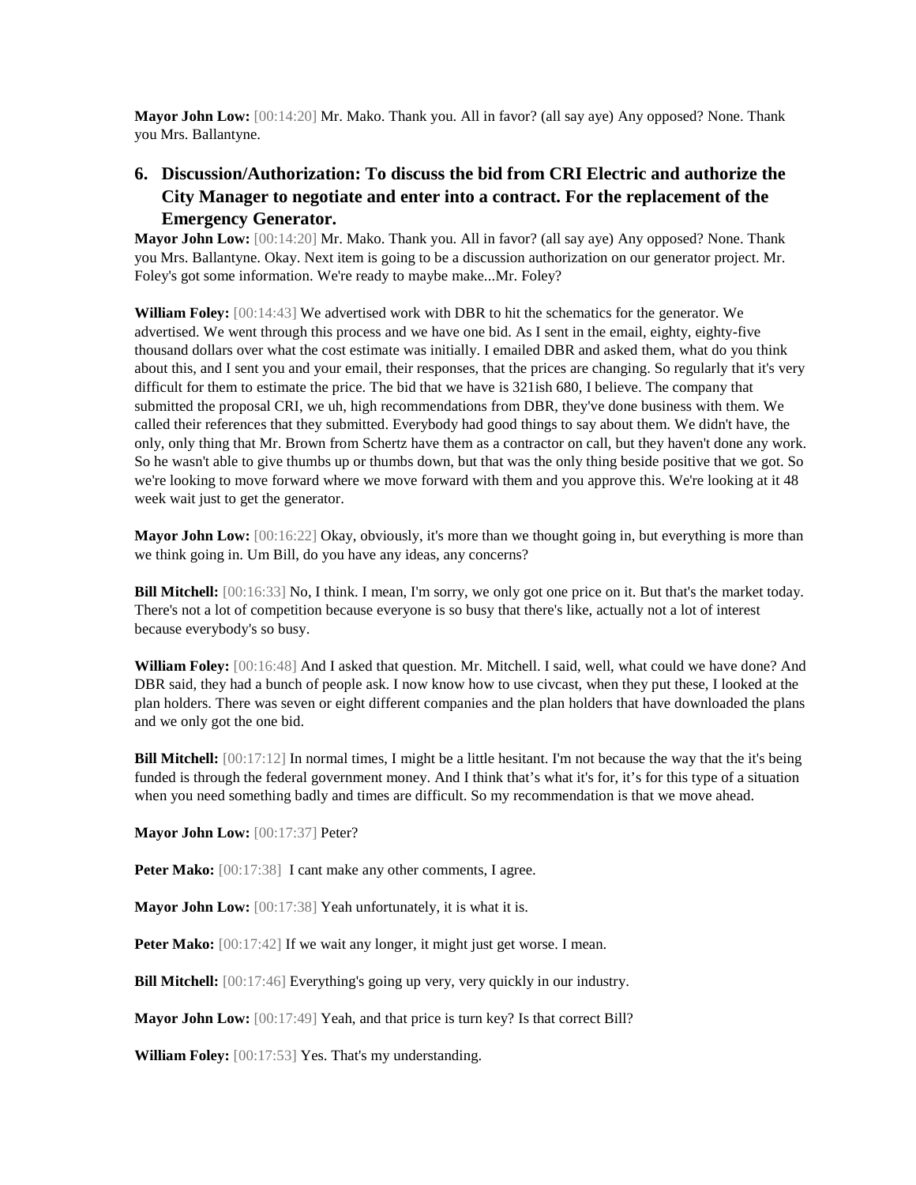**Mayor John Low:** [00:14:20] Mr. Mako. Thank you. All in favor? (all say aye) Any opposed? None. Thank you Mrs. Ballantyne.

## 6. Discussion/Authorization: To discuss the bid from CRI Electric and authorize the City Manager to negotiate and enter into a contract. For the replacement of the Emergency Generator.

**Mayor John Low:** [00:14:20] Mr. Mako. Thank you. All in favor? (all say aye) Any opposed? None. Thank you Mrs. Ballantyne. Okay. Next item is going to be a discussion authorization on our generator project. Mr. Foley's got some information. We're ready to maybe make...Mr. Foley?

**William Foley:** [00:14:43] We advertised work with DBR to hit the schematics for the generator. We advertised. We went through this process and we have one bid. As I sent in the email, eighty, eighty-five thousand dollars over what the cost estimate was initially. I emailed DBR and asked them, what do you think about this, and I sent you and your email, their responses, that the prices are changing. So regularly that it's very difficult for them to estimate the price. The bid that we have is 321ish 680, I believe. The company that submitted the proposal CRI, we uh, high recommendations from DBR, they've done business with them. We called their references that they submitted. Everybody had good things to say about them. We didn't have, the only, only thing that Mr. Brown from Schertz have them as a contractor on call, but they haven't done any work. So he wasn't able to give thumbs up or thumbs down, but that was the only thing beside positive that we got. So we're looking to move forward where we move forward with them and you approve this. We're looking at it 48 week wait just to get the generator.

**Mayor John Low:** [00:16:22] Okay, obviously, it's more than we thought going in, but everything is more than we think going in. Um Bill, do you have any ideas, any concerns?

**Bill Mitchell:** [00:16:33] No, I think. I mean, I'm sorry, we only got one price on it. But that's the market today. There's not a lot of competition because everyone is so busy that there's like, actually not a lot of interest because everybody's so busy.

**William Foley:** [00:16:48] And I asked that question. Mr. Mitchell. I said, well, what could we have done? And DBR said, they had a bunch of people ask. I now know how to use civcast, when they put these, I looked at the plan holders. There was seven or eight different companies and the plan holders that have downloaded the plans and we only got the one bid.

**Bill Mitchell:** [00:17:12] In normal times, I might be a little hesitant. I'm not because the way that the it's being funded is through the federal government money. And I think that's what it's for, it's for this type of a situation when you need something badly and times are difficult. So my recommendation is that we move ahead.

**Mayor John Low:** [00:17:37] Peter?

**Peter Mako:** [00:17:38] I cant make any other comments, I agree.

**Mayor John Low:** [00:17:38] Yeah unfortunately, it is what it is.

**Peter Mako:** [00:17:42] If we wait any longer, it might just get worse. I mean.

**Bill Mitchell:** [00:17:46] Everything's going up very, very quickly in our industry.

**Mayor John Low:** [00:17:49] Yeah, and that price is turn key? Is that correct Bill?

**William Foley:** [00:17:53] Yes. That's my understanding.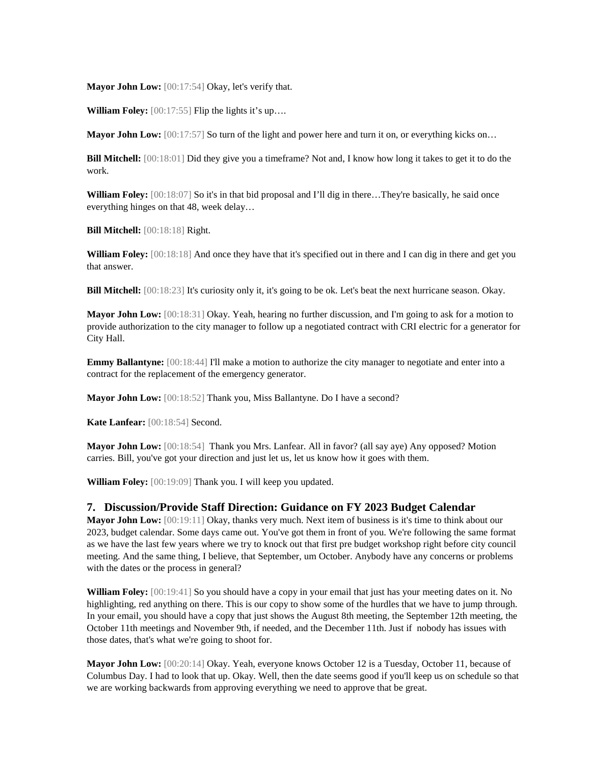**Mayor John Low:** [00:17:54] Okay, let's verify that.

**William Foley:** [00:17:55] Flip the lights it's up….

**Mayor John Low:** [00:17:57] So turn of the light and power here and turn it on, or everything kicks on…

**Bill Mitchell:** [00:18:01] Did they give you a timeframe? Not and, I know how long it takes to get it to do the work.

**William Foley:** [00:18:07] So it's in that bid proposal and I'll dig in there…They're basically, he said once everything hinges on that 48, week delay…

**Bill Mitchell:** [00:18:18] Right.

**William Foley:** [00:18:18] And once they have that it's specified out in there and I can dig in there and get you that answer.

**Bill Mitchell:** [00:18:23] It's curiosity only it, it's going to be ok. Let's beat the next hurricane season. Okay.

**Mayor John Low:** [00:18:31] Okay. Yeah, hearing no further discussion, and I'm going to ask for a motion to provide authorization to the city manager to follow up a negotiated contract with CRI electric for a generator for City Hall.

**Emmy Ballantyne:** [00:18:44] I'll make a motion to authorize the city manager to negotiate and enter into a contract for the replacement of the emergency generator.

**Mayor John Low:** [00:18:52] Thank you, Miss Ballantyne. Do I have a second?

**Kate Lanfear:** [00:18:54] Second.

**Mayor John Low:** [00:18:54] Thank you Mrs. Lanfear. All in favor? (all say aye) Any opposed? Motion carries. Bill, you've got your direction and just let us, let us know how it goes with them.

**William Foley:** [00:19:09] Thank you. I will keep you updated.

## 7. Discussion/Provide Staff Direction: Guidance on FY 2023 Budget Calendar

**Mayor John Low:** [00:19:11] Okay, thanks very much. Next item of business is it's time to think about our 2023, budget calendar. Some days came out. You've got them in front of you. We're following the same format as we have the last few years where we try to knock out that first pre budget workshop right before city council meeting. And the same thing, I believe, that September, um October. Anybody have any concerns or problems with the dates or the process in general?

**William Foley:** [00:19:41] So you should have a copy in your email that just has your meeting dates on it. No highlighting, red anything on there. This is our copy to show some of the hurdles that we have to jump through. In your email, you should have a copy that just shows the August 8th meeting, the September 12th meeting, the October 11th meetings and November 9th, if needed, and the December 11th. Just if nobody has issues with those dates, that's what we're going to shoot for.

**Mayor John Low:** [00:20:14] Okay. Yeah, everyone knows October 12 is a Tuesday, October 11, because of Columbus Day. I had to look that up. Okay. Well, then the date seems good if you'll keep us on schedule so that we are working backwards from approving everything we need to approve that be great.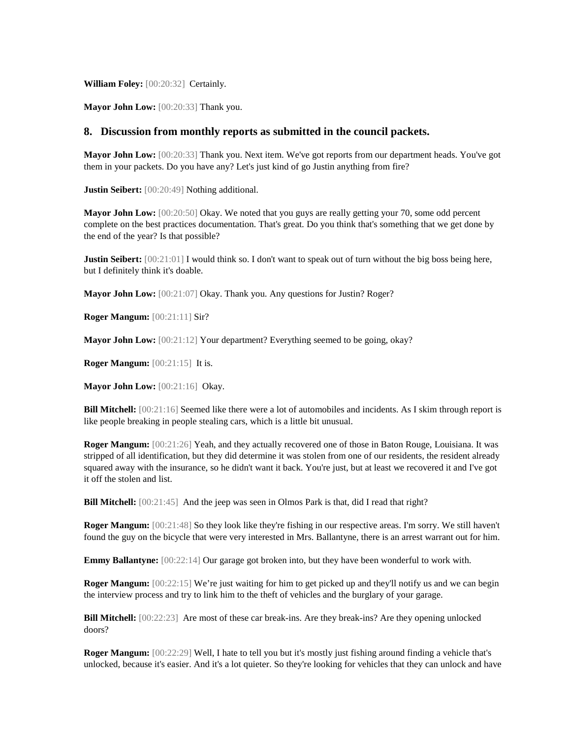**William Foley:** [00:20:32] Certainly.

**Mayor John Low:** [00:20:33] Thank you.

## 8. Discussion from monthly reports as submitted in the council packets.

**Mayor John Low:** [00:20:33] Thank you. Next item. We've got reports from our department heads. You've got them in your packets. Do you have any? Let's just kind of go Justin anything from fire?

**Justin Seibert:** [00:20:49] Nothing additional.

**Mayor John Low:** [00:20:50] Okay. We noted that you guys are really getting your 70, some odd percent complete on the best practices documentation. That's great. Do you think that's something that we get done by the end of the year? Is that possible?

**Justin Seibert:** [00:21:01] I would think so. I don't want to speak out of turn without the big boss being here, but I definitely think it's doable.

**Mayor John Low:** [00:21:07] Okay. Thank you. Any questions for Justin? Roger?

**Roger Mangum:** [00:21:11] Sir?

**Mayor John Low:** [00:21:12] Your department? Everything seemed to be going, okay?

**Roger Mangum:** [00:21:15] It is.

**Mayor John Low:** [00:21:16] Okay.

**Bill Mitchell:** [00:21:16] Seemed like there were a lot of automobiles and incidents. As I skim through report is like people breaking in people stealing cars, which is a little bit unusual.

**Roger Mangum:** [00:21:26] Yeah, and they actually recovered one of those in Baton Rouge, Louisiana. It was stripped of all identification, but they did determine it was stolen from one of our residents, the resident already squared away with the insurance, so he didn't want it back. You're just, but at least we recovered it and I've got it off the stolen and list.

**Bill Mitchell:** [00:21:45] And the jeep was seen in Olmos Park is that, did I read that right?

**Roger Mangum:** [00:21:48] So they look like they're fishing in our respective areas. I'm sorry. We still haven't found the guy on the bicycle that were very interested in Mrs. Ballantyne, there is an arrest warrant out for him.

**Emmy Ballantyne:** [00:22:14] Our garage got broken into, but they have been wonderful to work with.

**Roger Mangum:** [00:22:15] We're just waiting for him to get picked up and they'll notify us and we can begin the interview process and try to link him to the theft of vehicles and the burglary of your garage.

**Bill Mitchell:** [00:22:23] Are most of these car break-ins. Are they break-ins? Are they opening unlocked doors?

**Roger Mangum:** [00:22:29] Well, I hate to tell you but it's mostly just fishing around finding a vehicle that's unlocked, because it's easier. And it's a lot quieter. So they're looking for vehicles that they can unlock and have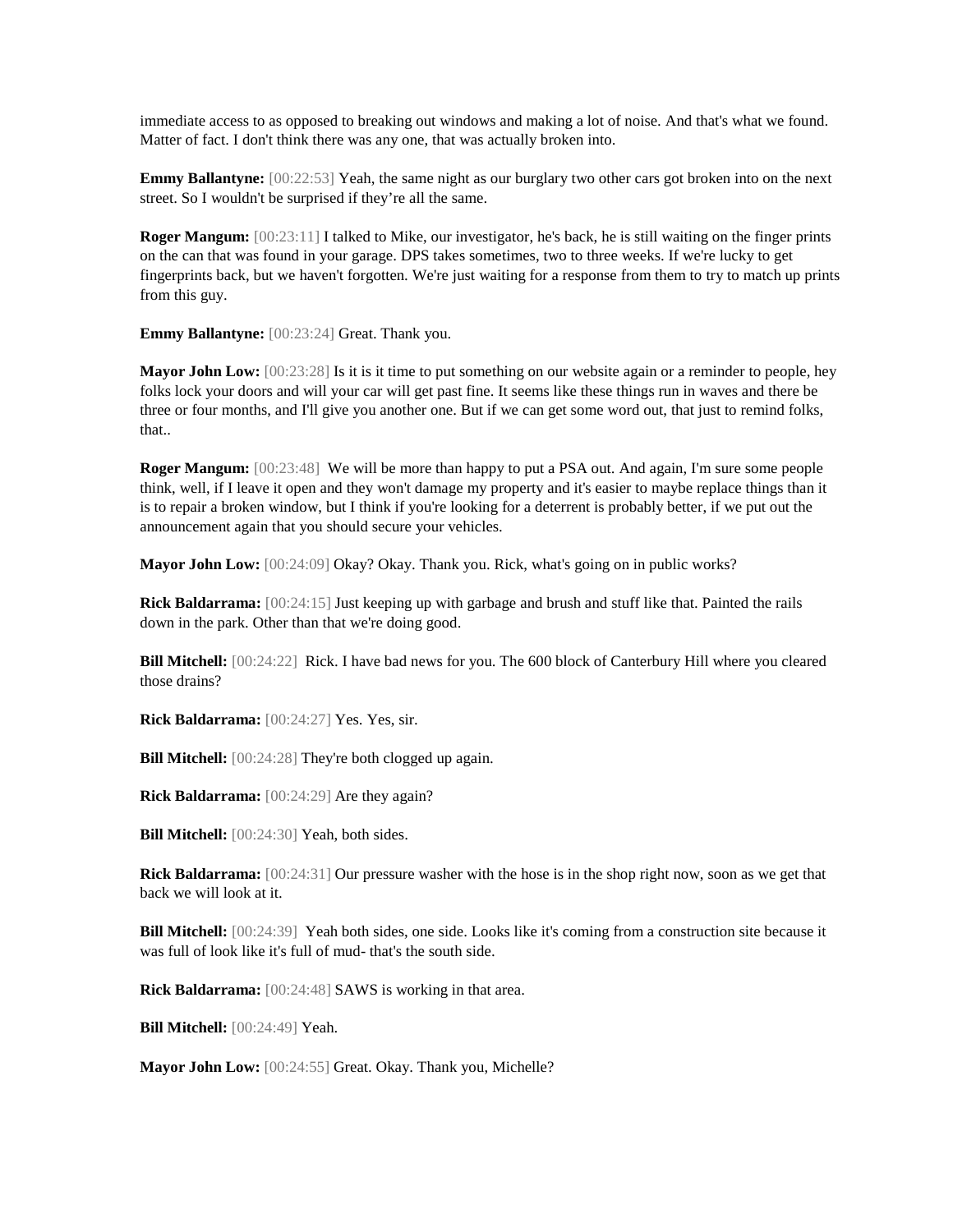immediate access to as opposed to breaking out windows and making a lot of noise. And that's what we found. Matter of fact. I don't think there was any one, that was actually broken into.

**Emmy Ballantyne:** [00:22:53] Yeah, the same night as our burglary two other cars got broken into on the next street. So I wouldn't be surprised if they're all the same.

**Roger Mangum:** [00:23:11] I talked to Mike, our investigator, he's back, he is still waiting on the finger prints on the can that was found in your garage. DPS takes sometimes, two to three weeks. If we're lucky to get fingerprints back, but we haven't forgotten. We're just waiting for a response from them to try to match up prints from this guy.

**Emmy Ballantyne:** [00:23:24] Great. Thank you.

**Mayor John Low:** [00:23:28] Is it is it time to put something on our website again or a reminder to people, hey folks lock your doors and will your car will get past fine. It seems like these things run in waves and there be three or four months, and I'll give you another one. But if we can get some word out, that just to remind folks, that..

**Roger Mangum:** [00:23:48] We will be more than happy to put a PSA out. And again, I'm sure some people think, well, if I leave it open and they won't damage my property and it's easier to maybe replace things than it is to repair a broken window, but I think if you're looking for a deterrent is probably better, if we put out the announcement again that you should secure your vehicles.

**Mayor John Low:** [00:24:09] Okay? Okay. Thank you. Rick, what's going on in public works?

**Rick Baldarrama:** [00:24:15] Just keeping up with garbage and brush and stuff like that. Painted the rails down in the park. Other than that we're doing good.

**Bill Mitchell:** [00:24:22] Rick. I have bad news for you. The 600 block of Canterbury Hill where you cleared those drains?

**Rick Baldarrama:** [00:24:27] Yes. Yes, sir.

**Bill Mitchell:** [00:24:28] They're both clogged up again.

**Rick Baldarrama:** [00:24:29] Are they again?

**Bill Mitchell:** [00:24:30] Yeah, both sides.

**Rick Baldarrama:** [00:24:31] Our pressure washer with the hose is in the shop right now, soon as we get that back we will look at it.

**Bill Mitchell:** [00:24:39] Yeah both sides, one side. Looks like it's coming from a construction site because it was full of look like it's full of mud- that's the south side.

**Rick Baldarrama:** [00:24:48] SAWS is working in that area.

**Bill Mitchell:** [00:24:49] Yeah.

**Mayor John Low:** [00:24:55] Great. Okay. Thank you, Michelle?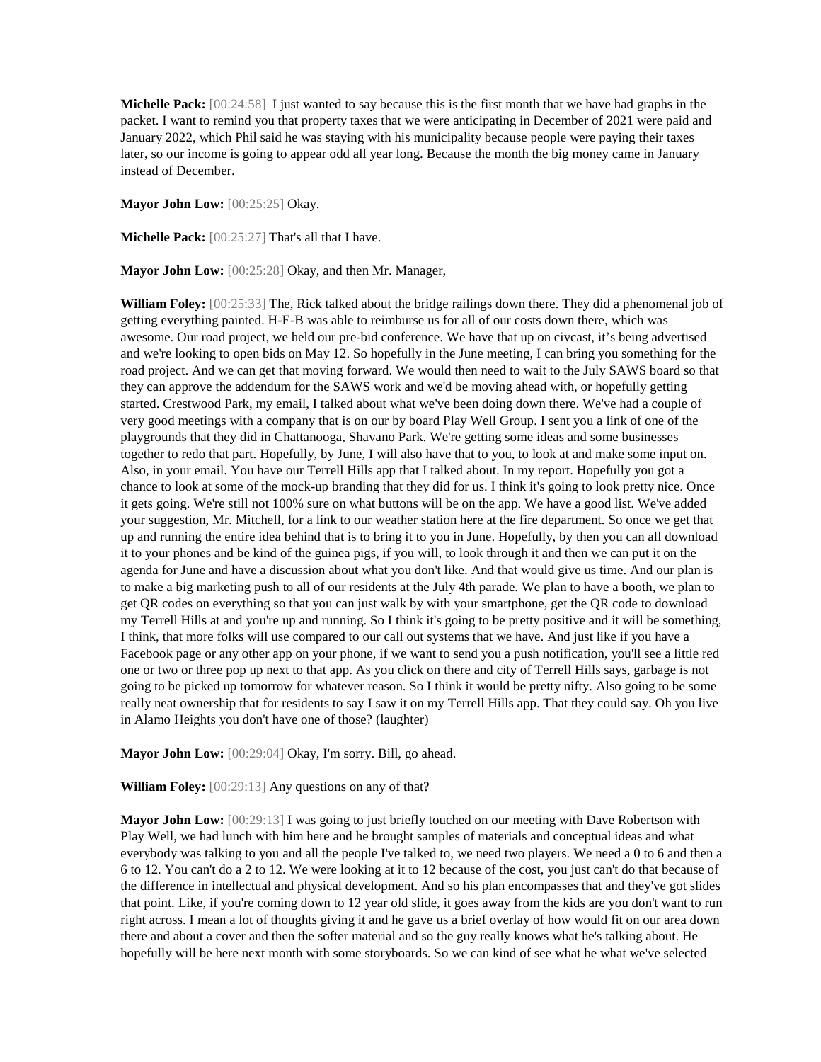**Michelle Pack:** [00:24:58] I just wanted to say because this is the first month that we have had graphs in the packet. I want to remind you that property taxes that we were anticipating in December of 2021 were paid and January 2022, which Phil said he was staying with his municipality because people were paying their taxes later, so our income is going to appear odd all year long. Because the month the big money came in January instead of December.

**Mayor John Low:** [00:25:25] Okay.

**Michelle Pack:** [00:25:27] That's all that I have.

**Mayor John Low:** [00:25:28] Okay, and then Mr. Manager,

**William Foley:** [00:25:33] The, Rick talked about the bridge railings down there. They did a phenomenal job of getting everything painted. H-E-B was able to reimburse us for all of our costs down there, which was awesome. Our road project, we held our pre-bid conference. We have that up on civcast, it's being advertised and we're looking to open bids on May 12. So hopefully in the June meeting, I can bring you something for the road project. And we can get that moving forward. We would then need to wait to the July SAWS board so that they can approve the addendum for the SAWS work and we'd be moving ahead with, or hopefully getting started. Crestwood Park, my email, I talked about what we've been doing down there. We've had a couple of very good meetings with a company that is on our by board Play Well Group. I sent you a link of one of the playgrounds that they did in Chattanooga, Shavano Park. We're getting some ideas and some businesses together to redo that part. Hopefully, by June, I will also have that to you, to look at and make some input on. Also, in your email. You have our Terrell Hills app that I talked about. In my report. Hopefully you got a chance to look at some of the mock-up branding that they did for us. I think it's going to look pretty nice. Once it gets going. We're still not 100% sure on what buttons will be on the app. We have a good list. We've added your suggestion, Mr. Mitchell, for a link to our weather station here at the fire department. So once we get that up and running the entire idea behind that is to bring it to you in June. Hopefully, by then you can all download it to your phones and be kind of the guinea pigs, if you will, to look through it and then we can put it on the agenda for June and have a discussion about what you don't like. And that would give us time. And our plan is to make a big marketing push to all of our residents at the July 4th parade. We plan to have a booth, we plan to get QR codes on everything so that you can just walk by with your smartphone, get the QR code to download my Terrell Hills at and you're up and running. So I think it's going to be pretty positive and it will be something, I think, that more folks will use compared to our call out systems that we have. And just like if you have a Facebook page or any other app on your phone, if we want to send you a push notification, you'll see a little red one or two or three pop up next to that app. As you click on there and city of Terrell Hills says, garbage is not going to be picked up tomorrow for whatever reason. So I think it would be pretty nifty. Also going to be some really neat ownership that for residents to say I saw it on my Terrell Hills app. That they could say. Oh you live in Alamo Heights you don't have one of those? (laughter)

**Mayor John Low:** [00:29:04] Okay, I'm sorry. Bill, go ahead.

**William Foley:** [00:29:13] Any questions on any of that?

**Mayor John Low:** [00:29:13] I was going to just briefly touched on our meeting with Dave Robertson with Play Well, we had lunch with him here and he brought samples of materials and conceptual ideas and what everybody was talking to you and all the people I've talked to, we need two players. We need a 0 to 6 and then a 6 to 12. You can't do a 2 to 12. We were looking at it to 12 because of the cost, you just can't do that because of the difference in intellectual and physical development. And so his plan encompasses that and they've got slides that point. Like, if you're coming down to 12 year old slide, it goes away from the kids are you don't want to run right across. I mean a lot of thoughts giving it and he gave us a brief overlay of how would fit on our area down there and about a cover and then the softer material and so the guy really knows what he's talking about. He hopefully will be here next month with some storyboards. So we can kind of see what he what we've selected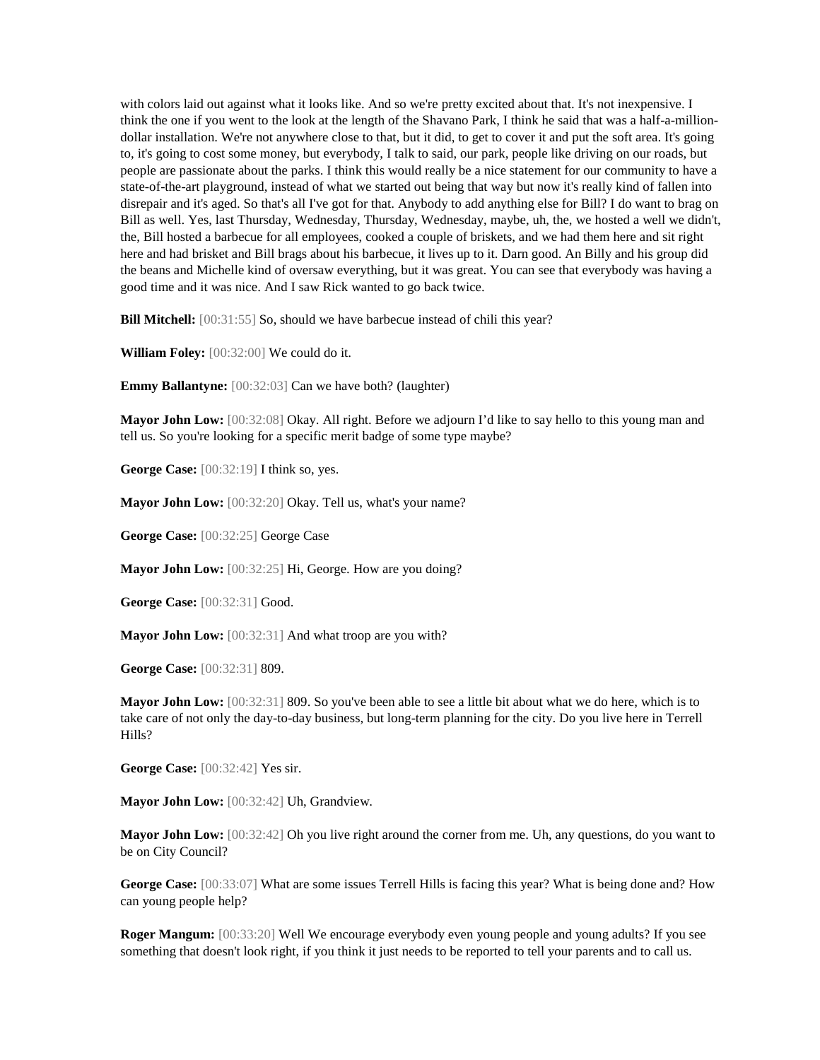with colors laid out against what it looks like. And so we're pretty excited about that. It's not inexpensive. I think the one if you went to the look at the length of the Shavano Park, I think he said that was a half-a-million-dollar installation. We're not anywhere close to that, but it did, to get to cover it and put the soft area. It's going to, it's going to cost some money, but everybody, I talk to said, our park, people like driving on our roads, but people are passionate about the parks. I think this would really be a nice statement for our community to have a state-of-the-art playground, instead of what we started out being that way but now it's really kind of fallen into disrepair and it's aged. So that's all I've got for that. Anybody to add anything else for Bill? I do want to brag on Bill as well. Yes, last Thursday, Wednesday, Thursday, Wednesday, maybe, uh, the, we hosted a well we didn't, the, Bill hosted a barbecue for all employees, cooked a couple of briskets, and we had them here and sit right here and had brisket and Bill brags about his barbecue, it lives up to it. Darn good. An Billy and his group did the beans and Michelle kind of oversaw everything, but it was great. You can see that everybody was having a good time and it was nice. And I saw Rick wanted to go back twice.

**Bill Mitchell:** [00:31:55] So, should we have barbecue instead of chili this year?

**William Foley:** [00:32:00] We could do it.

**Emmy Ballantyne:** [00:32:03] Can we have both? (laughter)

**Mayor John Low:** [00:32:08] Okay. All right. Before we adjourn I'd like to say hello to this young man and tell us. So you're looking for a specific merit badge of some type maybe?

**George Case:** [00:32:19] I think so, yes.

**Mayor John Low:** [00:32:20] Okay. Tell us, what's your name?

**George Case:** [00:32:25] George Case

**Mayor John Low:** [00:32:25] Hi, George. How are you doing?

**George Case:** [00:32:31] Good.

**Mayor John Low:** [00:32:31] And what troop are you with?

**George Case:** [00:32:31] 809.

**Mayor John Low:** [00:32:31] 809. So you've been able to see a little bit about what we do here, which is to take care of not only the day-to-day business, but long-term planning for the city. Do you live here in Terrell Hills?

**George Case:** [00:32:42] Yes sir.

**Mayor John Low:** [00:32:42] Uh, Grandview.

**Mayor John Low:** [00:32:42] Oh you live right around the corner from me. Uh, any questions, do you want to be on City Council?

**George Case:** [00:33:07] What are some issues Terrell Hills is facing this year? What is being done and? How can young people help?

**Roger Mangum:** [00:33:20] Well We encourage everybody even young people and young adults? If you see something that doesn't look right, if you think it just needs to be reported to tell your parents and to call us.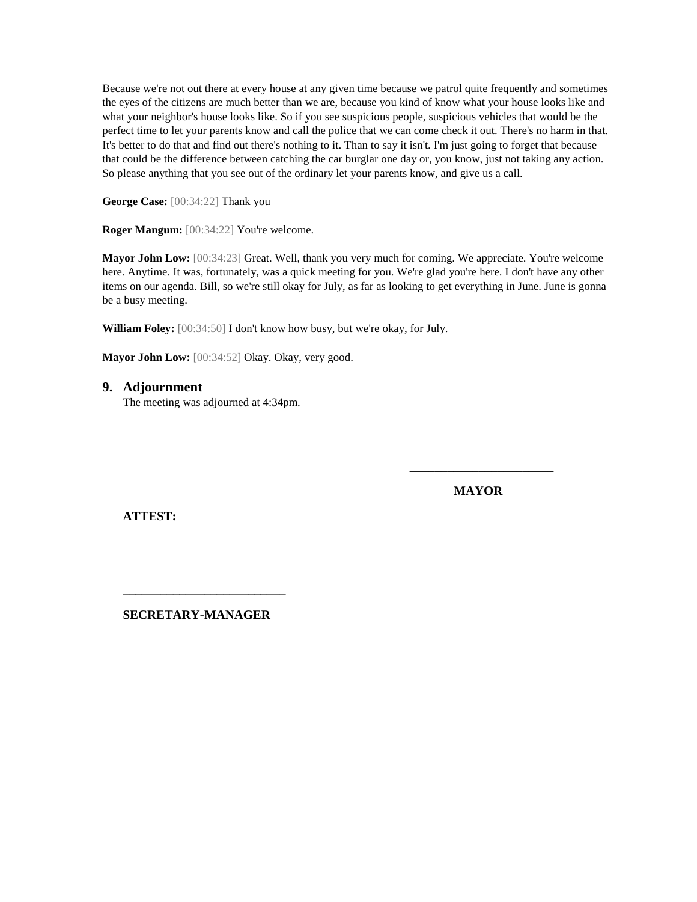Because we're not out there at every house at any given time because we patrol quite frequently and sometimes the eyes of the citizens are much better than we are, because you kind of know what your house looks like and what your neighbor's house looks like. So if you see suspicious people, suspicious vehicles that would be the perfect time to let your parents know and call the police that we can come check it out. There's no harm in that. It's better to do that and find out there's nothing to it. Than to say it isn't. I'm just going to forget that because that could be the difference between catching the car burglar one day or, you know, just not taking any action. So please anything that you see out of the ordinary let your parents know, and give us a call.

**George Case:** [00:34:22] Thank you

**Roger Mangum:** [00:34:22] You're welcome.

**Mayor John Low:** [00:34:23] Great. Well, thank you very much for coming. We appreciate. You're welcome here. Anytime. It was, fortunately, was a quick meeting for you. We're glad you're here. I don't have any other items on our agenda. Bill, so we're still okay for July, as far as looking to get everything in June. June is gonna be a busy meeting.

**William Foley:** [00:34:50] I don't know how busy, but we're okay, for July.

**Mayor John Low:** [00:34:52] Okay. Okay, very good.

## 9. Adjournment

The meeting was adjourned at 4:34pm.

______________________

**MAYOR**

**ATTEST:**

_________________________

**SECRETARY-MANAGER**